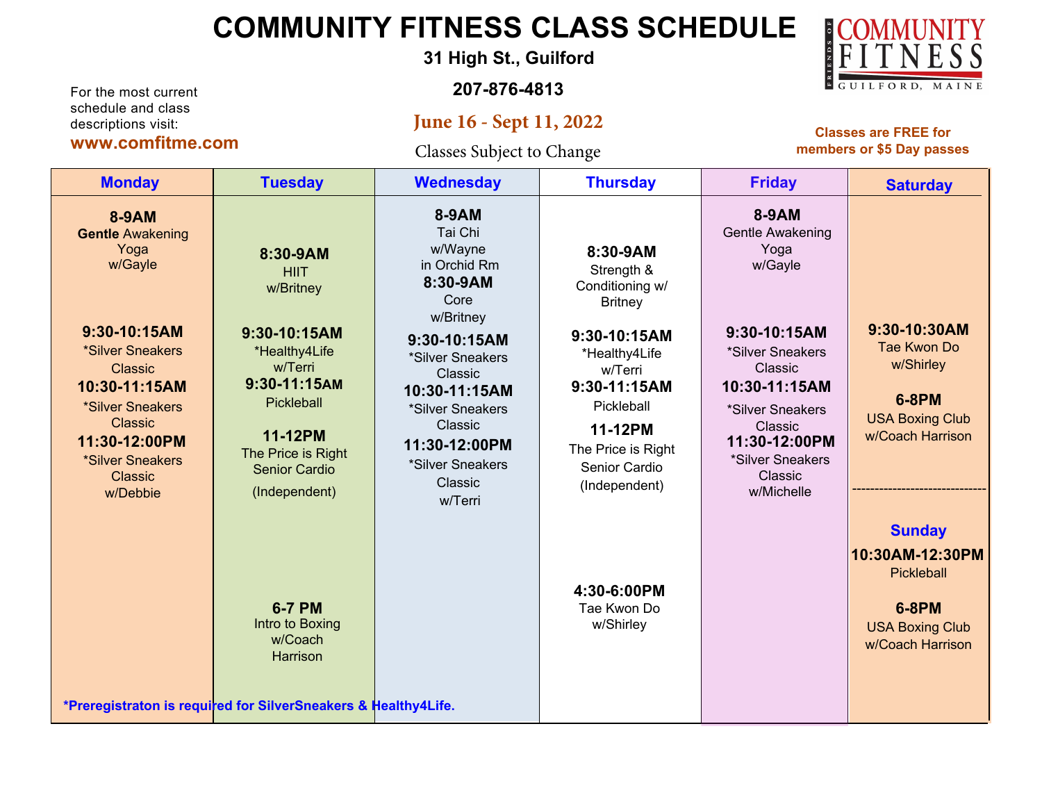# COMMUNITY FITNESS CLASS SCHEDULE

**31 High St., Guilford**

**207-876-4813**

**June 16 - Sept 11, 2022**

Classes Subject to Change

For the most current schedule and class descriptions visit:
**www.comfitme.com**

COMMUNITY FITNESS — FRIENDS OF — GUILFORD, MAINE

**Classes are FREE for members or $5 Day passes**

| Monday | Tuesday | Wednesday | Thursday | Friday | Saturday |
|---|---|---|---|---|---|
| **8-9AM** **Gentle** Awakening Yoga w/Gayle | **8:30-9AM** HIIT w/Britney | **8-9AM** Tai Chi w/Wayne in Orchid Rm<br>**8:30-9AM** Core w/Britney | **8:30-9AM** Strength & Conditioning w/ Britney | **8-9AM** Gentle Awakening Yoga w/Gayle | **9:30-10:30AM** Tae Kwon Do w/Shirley |
| **9:30-10:15AM** *Silver Sneakers Classic<br>**10:30-11:15AM** *Silver Sneakers Classic<br>**11:30-12:00PM** *Silver Sneakers Classic w/Debbie | **9:30-10:15AM** *Healthy4Life w/Terri<br>**9:30-11:15AM** Pickleball<br>**11-12PM** The Price is Right Senior Cardio (Independent) | **9:30-10:15AM** *Silver Sneakers Classic<br>**10:30-11:15AM** *Silver Sneakers Classic<br>**11:30-12:00PM** *Silver Sneakers Classic w/Terri | **9:30-10:15AM** *Healthy4Life w/Terri<br>**9:30-11:15AM** Pickleball<br>**11-12PM** The Price is Right Senior Cardio (Independent) | **9:30-10:15AM** *Silver Sneakers Classic<br>**10:30-11:15AM** *Silver Sneakers Classic<br>**11:30-12:00PM** *Silver Sneakers Classic w/Michelle | **6-8PM** USA Boxing Club w/Coach Harrison |
| | **6-7 PM** Intro to Boxing w/Coach Harrison | | **4:30-6:00PM** Tae Kwon Do w/Shirley | | **Sunday**<br>**10:30AM-12:30PM** Pickleball<br>**6-8PM** USA Boxing Club w/Coach Harrison |

***Preregistraton is required for SilverSneakers & Healthy4Life.**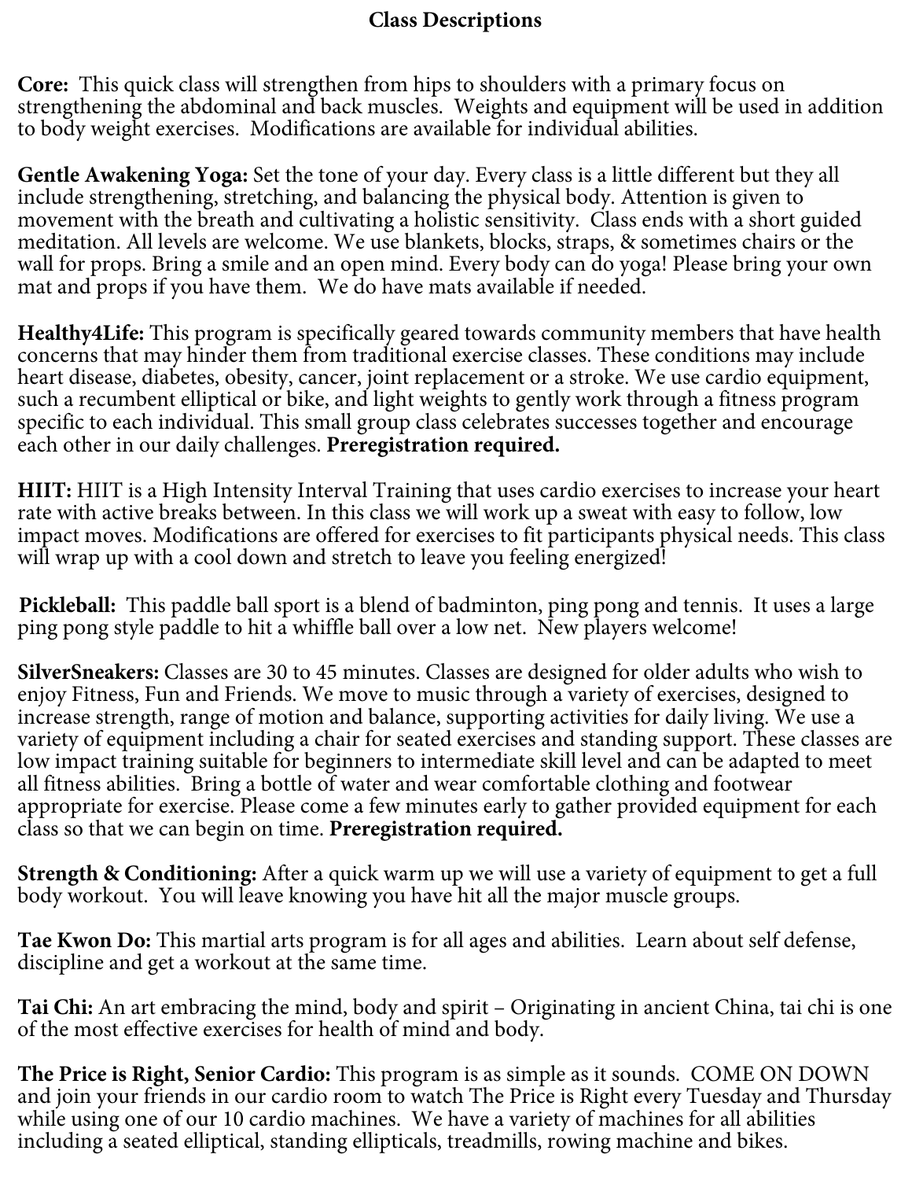## Class Descriptions

**Core:** This quick class will strengthen from hips to shoulders with a primary focus on strengthening the abdominal and back muscles. Weights and equipment will be used in addition to body weight exercises. Modifications are available for individual abilities.

**Gentle Awakening Yoga:** Set the tone of your day. Every class is a little different but they all include strengthening, stretching, and balancing the physical body. Attention is given to movement with the breath and cultivating a holistic sensitivity. Class ends with a short guided meditation. All levels are welcome. We use blankets, blocks, straps, & sometimes chairs or the wall for props. Bring a smile and an open mind. Every body can do yoga! Please bring your own mat and props if you have them. We do have mats available if needed.

**Healthy4Life:** This program is specifically geared towards community members that have health concerns that may hinder them from traditional exercise classes. These conditions may include heart disease, diabetes, obesity, cancer, joint replacement or a stroke. We use cardio equipment, such a recumbent elliptical or bike, and light weights to gently work through a fitness program specific to each individual. This small group class celebrates successes together and encourage each other in our daily challenges. **Preregistration required.**

**HIIT:** HIIT is a High Intensity Interval Training that uses cardio exercises to increase your heart rate with active breaks between. In this class we will work up a sweat with easy to follow, low impact moves. Modifications are offered for exercises to fit participants physical needs. This class will wrap up with a cool down and stretch to leave you feeling energized!

**Pickleball:** This paddle ball sport is a blend of badminton, ping pong and tennis. It uses a large ping pong style paddle to hit a whiffle ball over a low net. New players welcome!

**SilverSneakers:** Classes are 30 to 45 minutes. Classes are designed for older adults who wish to enjoy Fitness, Fun and Friends. We move to music through a variety of exercises, designed to increase strength, range of motion and balance, supporting activities for daily living. We use a variety of equipment including a chair for seated exercises and standing support. These classes are low impact training suitable for beginners to intermediate skill level and can be adapted to meet all fitness abilities. Bring a bottle of water and wear comfortable clothing and footwear appropriate for exercise. Please come a few minutes early to gather provided equipment for each class so that we can begin on time. **Preregistration required.**

**Strength & Conditioning:** After a quick warm up we will use a variety of equipment to get a full body workout. You will leave knowing you have hit all the major muscle groups.

**Tae Kwon Do:** This martial arts program is for all ages and abilities. Learn about self defense, discipline and get a workout at the same time.

**Tai Chi:** An art embracing the mind, body and spirit – Originating in ancient China, tai chi is one of the most effective exercises for health of mind and body.

**The Price is Right, Senior Cardio:** This program is as simple as it sounds. COME ON DOWN and join your friends in our cardio room to watch The Price is Right every Tuesday and Thursday while using one of our 10 cardio machines. We have a variety of machines for all abilities including a seated elliptical, standing ellipticals, treadmills, rowing machine and bikes.